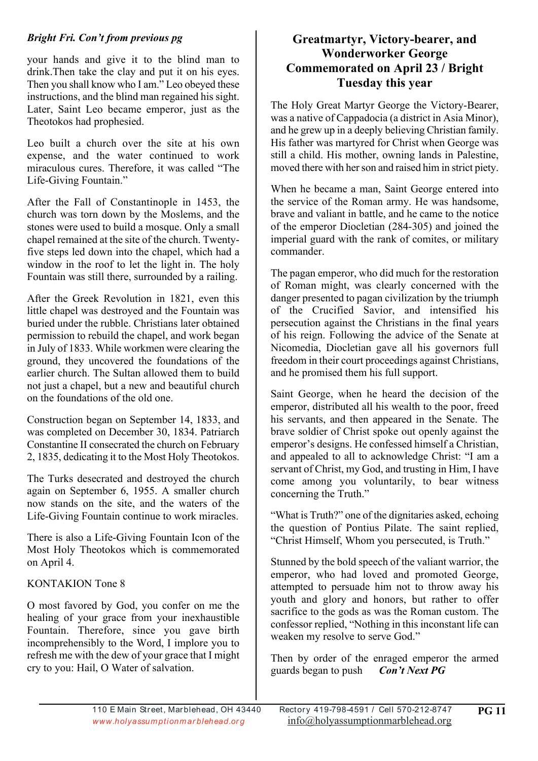*Bright Fri. Con't from previous pg*

your hands and give it to the blind man to drink.Then take the clay and put it on his eyes. Then you shall know who I am." Leo obeyed these instructions, and the blind man regained his sight. Later, Saint Leo became emperor, just as the Theotokos had prophesied.

Leo built a church over the site at his own expense, and the water continued to work miraculous cures. Therefore, it was called "The Life-Giving Fountain."

After the Fall of Constantinople in 1453, the church was torn down by the Moslems, and the stones were used to build a mosque. Only a small chapel remained at the site of the church. Twenty-five steps led down into the chapel, which had a window in the roof to let the light in. The holy Fountain was still there, surrounded by a railing.

After the Greek Revolution in 1821, even this little chapel was destroyed and the Fountain was buried under the rubble. Christians later obtained permission to rebuild the chapel, and work began in July of 1833. While workmen were clearing the ground, they uncovered the foundations of the earlier church. The Sultan allowed them to build not just a chapel, but a new and beautiful church on the foundations of the old one.

Construction began on September 14, 1833, and was completed on December 30, 1834. Patriarch Constantine II consecrated the church on February 2, 1835, dedicating it to the Most Holy Theotokos.

The Turks desecrated and destroyed the church again on September 6, 1955. A smaller church now stands on the site, and the waters of the Life-Giving Fountain continue to work miracles.

There is also a Life-Giving Fountain Icon of the Most Holy Theotokos which is commemorated on April 4.

KONTAKION Tone 8

O most favored by God, you confer on me the healing of your grace from your inexhaustible Fountain. Therefore, since you gave birth incomprehensibly to the Word, I implore you to refresh me with the dew of your grace that I might cry to you: Hail, O Water of salvation.

## Greatmartyr, Victory-bearer, and Wonderworker George Commemorated on April 23 / Bright Tuesday this year

The Holy Great Martyr George the Victory-Bearer, was a native of Cappadocia (a district in Asia Minor), and he grew up in a deeply believing Christian family. His father was martyred for Christ when George was still a child. His mother, owning lands in Palestine, moved there with her son and raised him in strict piety.

When he became a man, Saint George entered into the service of the Roman army. He was handsome, brave and valiant in battle, and he came to the notice of the emperor Diocletian (284-305) and joined the imperial guard with the rank of comites, or military commander.

The pagan emperor, who did much for the restoration of Roman might, was clearly concerned with the danger presented to pagan civilization by the triumph of the Crucified Savior, and intensified his persecution against the Christians in the final years of his reign. Following the advice of the Senate at Nicomedia, Diocletian gave all his governors full freedom in their court proceedings against Christians, and he promised them his full support.

Saint George, when he heard the decision of the emperor, distributed all his wealth to the poor, freed his servants, and then appeared in the Senate. The brave soldier of Christ spoke out openly against the emperor's designs. He confessed himself a Christian, and appealed to all to acknowledge Christ: "I am a servant of Christ, my God, and trusting in Him, I have come among you voluntarily, to bear witness concerning the Truth."

"What is Truth?" one of the dignitaries asked, echoing the question of Pontius Pilate. The saint replied, "Christ Himself, Whom you persecuted, is Truth."

Stunned by the bold speech of the valiant warrior, the emperor, who had loved and promoted George, attempted to persuade him not to throw away his youth and glory and honors, but rather to offer sacrifice to the gods as was the Roman custom. The confessor replied, "Nothing in this inconstant life can weaken my resolve to serve God."

Then by order of the enraged emperor the armed guards began to push ***Con't Next PG***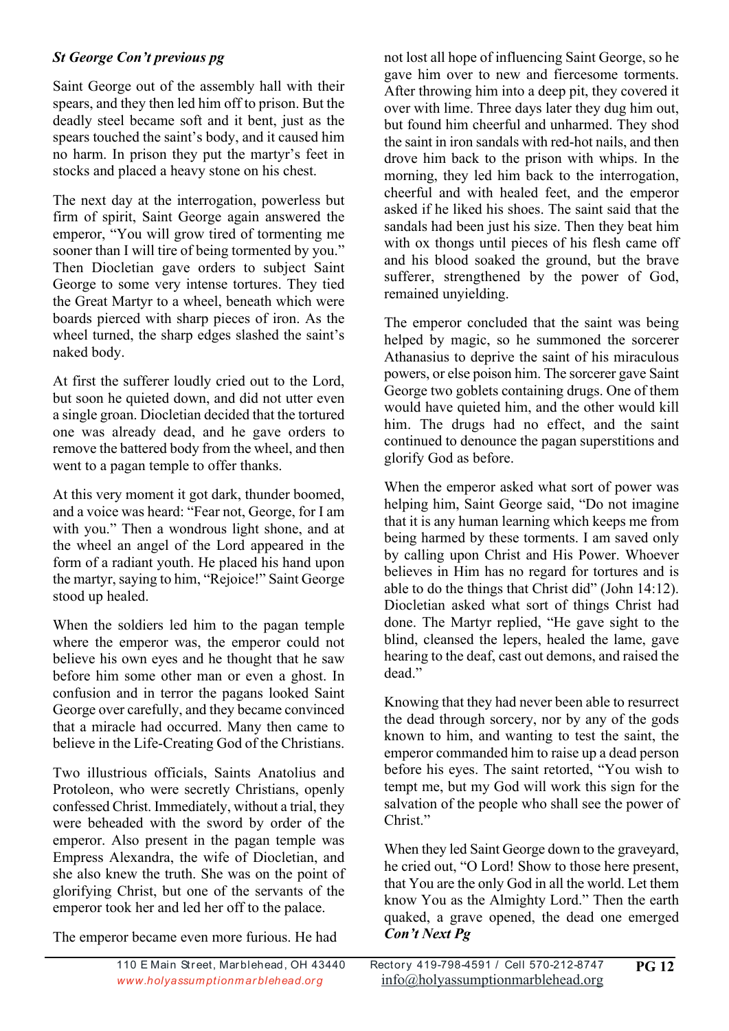***St George Con't previous pg***

Saint George out of the assembly hall with their spears, and they then led him off to prison. But the deadly steel became soft and it bent, just as the spears touched the saint's body, and it caused him no harm. In prison they put the martyr's feet in stocks and placed a heavy stone on his chest.

The next day at the interrogation, powerless but firm of spirit, Saint George again answered the emperor, "You will grow tired of tormenting me sooner than I will tire of being tormented by you." Then Diocletian gave orders to subject Saint George to some very intense tortures. They tied the Great Martyr to a wheel, beneath which were boards pierced with sharp pieces of iron. As the wheel turned, the sharp edges slashed the saint's naked body.

At first the sufferer loudly cried out to the Lord, but soon he quieted down, and did not utter even a single groan. Diocletian decided that the tortured one was already dead, and he gave orders to remove the battered body from the wheel, and then went to a pagan temple to offer thanks.

At this very moment it got dark, thunder boomed, and a voice was heard: "Fear not, George, for I am with you." Then a wondrous light shone, and at the wheel an angel of the Lord appeared in the form of a radiant youth. He placed his hand upon the martyr, saying to him, "Rejoice!" Saint George stood up healed.

When the soldiers led him to the pagan temple where the emperor was, the emperor could not believe his own eyes and he thought that he saw before him some other man or even a ghost. In confusion and in terror the pagans looked Saint George over carefully, and they became convinced that a miracle had occurred. Many then came to believe in the Life-Creating God of the Christians.

Two illustrious officials, Saints Anatolius and Protoleon, who were secretly Christians, openly confessed Christ. Immediately, without a trial, they were beheaded with the sword by order of the emperor. Also present in the pagan temple was Empress Alexandra, the wife of Diocletian, and she also knew the truth. She was on the point of glorifying Christ, but one of the servants of the emperor took her and led her off to the palace.

The emperor became even more furious. He had not lost all hope of influencing Saint George, so he gave him over to new and fiercesome torments. After throwing him into a deep pit, they covered it over with lime. Three days later they dug him out, but found him cheerful and unharmed. They shod the saint in iron sandals with red-hot nails, and then drove him back to the prison with whips. In the morning, they led him back to the interrogation, cheerful and with healed feet, and the emperor asked if he liked his shoes. The saint said that the sandals had been just his size. Then they beat him with ox thongs until pieces of his flesh came off and his blood soaked the ground, but the brave sufferer, strengthened by the power of God, remained unyielding.

The emperor concluded that the saint was being helped by magic, so he summoned the sorcerer Athanasius to deprive the saint of his miraculous powers, or else poison him. The sorcerer gave Saint George two goblets containing drugs. One of them would have quieted him, and the other would kill him. The drugs had no effect, and the saint continued to denounce the pagan superstitions and glorify God as before.

When the emperor asked what sort of power was helping him, Saint George said, "Do not imagine that it is any human learning which keeps me from being harmed by these torments. I am saved only by calling upon Christ and His Power. Whoever believes in Him has no regard for tortures and is able to do the things that Christ did" (John 14:12). Diocletian asked what sort of things Christ had done. The Martyr replied, "He gave sight to the blind, cleansed the lepers, healed the lame, gave hearing to the deaf, cast out demons, and raised the dead."

Knowing that they had never been able to resurrect the dead through sorcery, nor by any of the gods known to him, and wanting to test the saint, the emperor commanded him to raise up a dead person before his eyes. The saint retorted, "You wish to tempt me, but my God will work this sign for the salvation of the people who shall see the power of Christ."

When they led Saint George down to the graveyard, he cried out, "O Lord! Show to those here present, that You are the only God in all the world. Let them know You as the Almighty Lord." Then the earth quaked, a grave opened, the dead one emerged

***Con't Next Pg***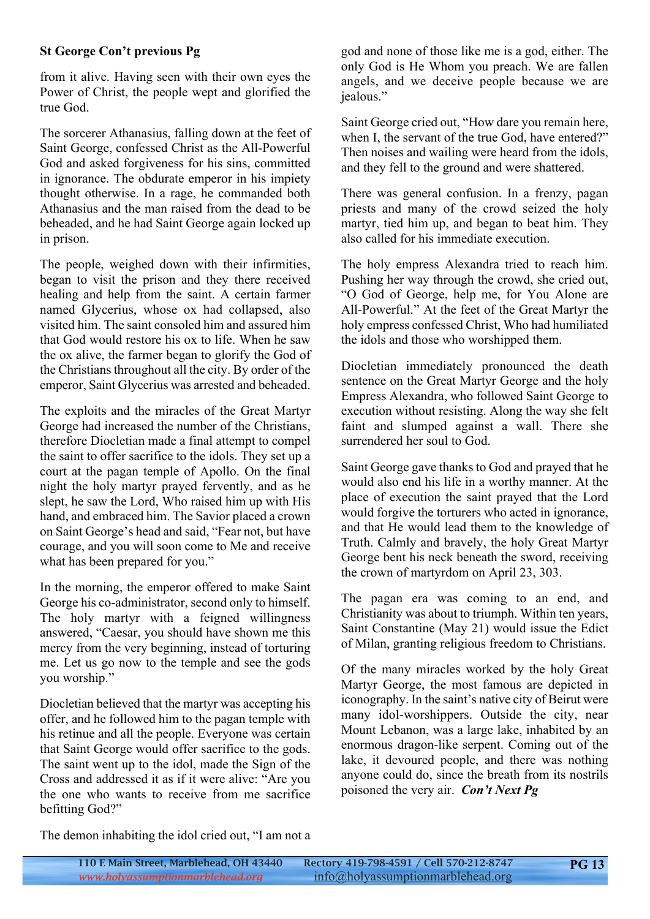**St George Con't previous Pg**

from it alive. Having seen with their own eyes the Power of Christ, the people wept and glorified the true God.

The sorcerer Athanasius, falling down at the feet of Saint George, confessed Christ as the All-Powerful God and asked forgiveness for his sins, committed in ignorance. The obdurate emperor in his impiety thought otherwise. In a rage, he commanded both Athanasius and the man raised from the dead to be beheaded, and he had Saint George again locked up in prison.

The people, weighed down with their infirmities, began to visit the prison and they there received healing and help from the saint. A certain farmer named Glycerius, whose ox had collapsed, also visited him. The saint consoled him and assured him that God would restore his ox to life. When he saw the ox alive, the farmer began to glorify the God of the Christians throughout all the city. By order of the emperor, Saint Glycerius was arrested and beheaded.

The exploits and the miracles of the Great Martyr George had increased the number of the Christians, therefore Diocletian made a final attempt to compel the saint to offer sacrifice to the idols. They set up a court at the pagan temple of Apollo. On the final night the holy martyr prayed fervently, and as he slept, he saw the Lord, Who raised him up with His hand, and embraced him. The Savior placed a crown on Saint George's head and said, "Fear not, but have courage, and you will soon come to Me and receive what has been prepared for you."

In the morning, the emperor offered to make Saint George his co-administrator, second only to himself. The holy martyr with a feigned willingness answered, "Caesar, you should have shown me this mercy from the very beginning, instead of torturing me. Let us go now to the temple and see the gods you worship."

Diocletian believed that the martyr was accepting his offer, and he followed him to the pagan temple with his retinue and all the people. Everyone was certain that Saint George would offer sacrifice to the gods. The saint went up to the idol, made the Sign of the Cross and addressed it as if it were alive: "Are you the one who wants to receive from me sacrifice befitting God?"

The demon inhabiting the idol cried out, "I am not a god and none of those like me is a god, either. The only God is He Whom you preach. We are fallen angels, and we deceive people because we are jealous."

Saint George cried out, "How dare you remain here, when I, the servant of the true God, have entered?" Then noises and wailing were heard from the idols, and they fell to the ground and were shattered.

There was general confusion. In a frenzy, pagan priests and many of the crowd seized the holy martyr, tied him up, and began to beat him. They also called for his immediate execution.

The holy empress Alexandra tried to reach him. Pushing her way through the crowd, she cried out, "O God of George, help me, for You Alone are All-Powerful." At the feet of the Great Martyr the holy empress confessed Christ, Who had humiliated the idols and those who worshipped them.

Diocletian immediately pronounced the death sentence on the Great Martyr George and the holy Empress Alexandra, who followed Saint George to execution without resisting. Along the way she felt faint and slumped against a wall. There she surrendered her soul to God.

Saint George gave thanks to God and prayed that he would also end his life in a worthy manner. At the place of execution the saint prayed that the Lord would forgive the torturers who acted in ignorance, and that He would lead them to the knowledge of Truth. Calmly and bravely, the holy Great Martyr George bent his neck beneath the sword, receiving the crown of martyrdom on April 23, 303.

The pagan era was coming to an end, and Christianity was about to triumph. Within ten years, Saint Constantine (May 21) would issue the Edict of Milan, granting religious freedom to Christians.

Of the many miracles worked by the holy Great Martyr George, the most famous are depicted in iconography. In the saint's native city of Beirut were many idol-worshippers. Outside the city, near Mount Lebanon, was a large lake, inhabited by an enormous dragon-like serpent. Coming out of the lake, it devoured people, and there was nothing anyone could do, since the breath from its nostrils poisoned the very air. ***Con't Next Pg***

110 E Main Street, Marblehead, OH 43440 — Rectory 419-798-4591 / Cell 570-212-8747
*www.holyassumptionmarblehead.org* — info@holyassumptionmarblehead.org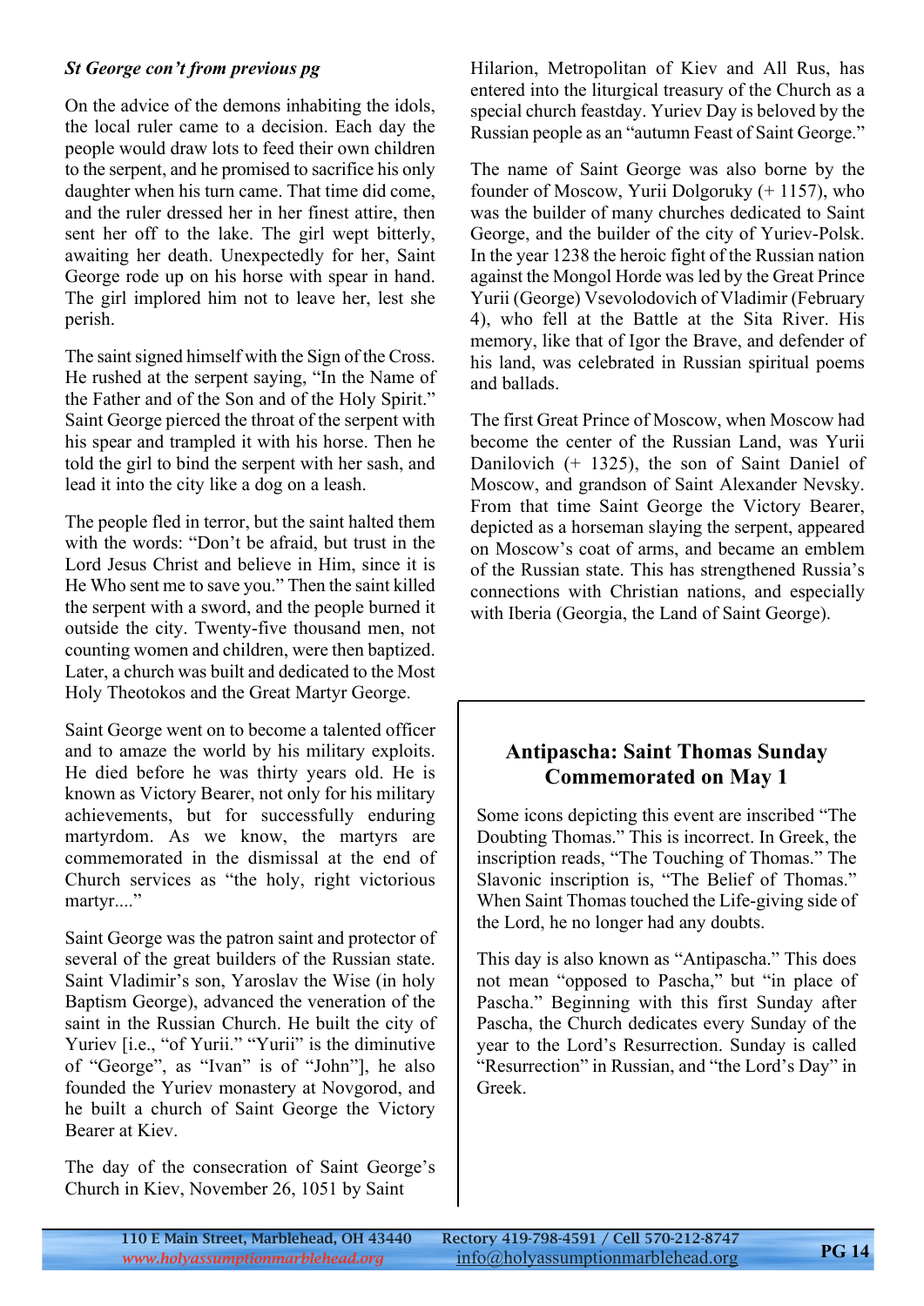***St George con't from previous pg***

On the advice of the demons inhabiting the idols, the local ruler came to a decision. Each day the people would draw lots to feed their own children to the serpent, and he promised to sacrifice his only daughter when his turn came. That time did come, and the ruler dressed her in her finest attire, then sent her off to the lake. The girl wept bitterly, awaiting her death. Unexpectedly for her, Saint George rode up on his horse with spear in hand. The girl implored him not to leave her, lest she perish.

The saint signed himself with the Sign of the Cross. He rushed at the serpent saying, "In the Name of the Father and of the Son and of the Holy Spirit." Saint George pierced the throat of the serpent with his spear and trampled it with his horse. Then he told the girl to bind the serpent with her sash, and lead it into the city like a dog on a leash.

The people fled in terror, but the saint halted them with the words: "Don't be afraid, but trust in the Lord Jesus Christ and believe in Him, since it is He Who sent me to save you." Then the saint killed the serpent with a sword, and the people burned it outside the city. Twenty-five thousand men, not counting women and children, were then baptized. Later, a church was built and dedicated to the Most Holy Theotokos and the Great Martyr George.

Saint George went on to become a talented officer and to amaze the world by his military exploits. He died before he was thirty years old. He is known as Victory Bearer, not only for his military achievements, but for successfully enduring martyrdom. As we know, the martyrs are commemorated in the dismissal at the end of Church services as "the holy, right victorious martyr...."

Saint George was the patron saint and protector of several of the great builders of the Russian state. Saint Vladimir's son, Yaroslav the Wise (in holy Baptism George), advanced the veneration of the saint in the Russian Church. He built the city of Yuriev [i.e., "of Yurii." "Yurii" is the diminutive of "George", as "Ivan" is of "John"], he also founded the Yuriev monastery at Novgorod, and he built a church of Saint George the Victory Bearer at Kiev.

The day of the consecration of Saint George's Church in Kiev, November 26, 1051 by Saint Hilarion, Metropolitan of Kiev and All Rus, has entered into the liturgical treasury of the Church as a special church feastday. Yuriev Day is beloved by the Russian people as an "autumn Feast of Saint George."

The name of Saint George was also borne by the founder of Moscow, Yurii Dolgoruky (+ 1157), who was the builder of many churches dedicated to Saint George, and the builder of the city of Yuriev-Polsk. In the year 1238 the heroic fight of the Russian nation against the Mongol Horde was led by the Great Prince Yurii (George) Vsevolodovich of Vladimir (February 4), who fell at the Battle at the Sita River. His memory, like that of Igor the Brave, and defender of his land, was celebrated in Russian spiritual poems and ballads.

The first Great Prince of Moscow, when Moscow had become the center of the Russian Land, was Yurii Danilovich (+ 1325), the son of Saint Daniel of Moscow, and grandson of Saint Alexander Nevsky. From that time Saint George the Victory Bearer, depicted as a horseman slaying the serpent, appeared on Moscow's coat of arms, and became an emblem of the Russian state. This has strengthened Russia's connections with Christian nations, and especially with Iberia (Georgia, the Land of Saint George).

## Antipascha: Saint Thomas Sunday Commemorated on May 1

Some icons depicting this event are inscribed "The Doubting Thomas." This is incorrect. In Greek, the inscription reads, "The Touching of Thomas." The Slavonic inscription is, "The Belief of Thomas." When Saint Thomas touched the Life-giving side of the Lord, he no longer had any doubts.

This day is also known as "Antipascha." This does not mean "opposed to Pascha," but "in place of Pascha." Beginning with this first Sunday after Pascha, the Church dedicates every Sunday of the year to the Lord's Resurrection. Sunday is called "Resurrection" in Russian, and "the Lord's Day" in Greek.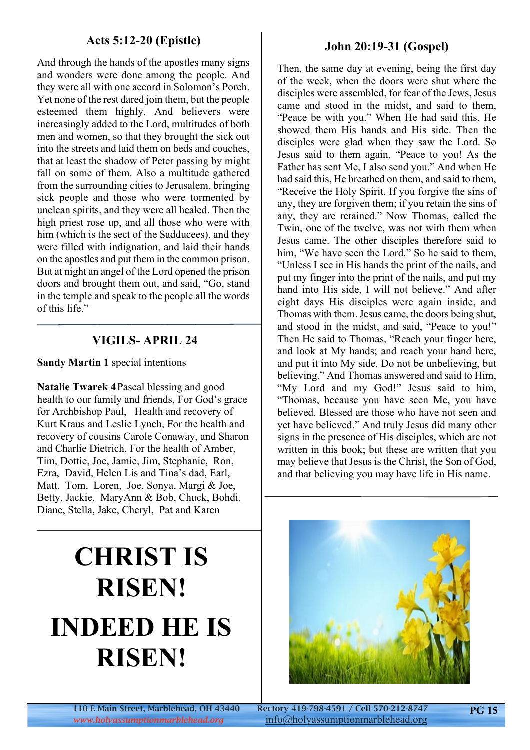## Acts 5:12-20 (Epistle)

And through the hands of the apostles many signs and wonders were done among the people. And they were all with one accord in Solomon's Porch. Yet none of the rest dared join them, but the people esteemed them highly. And believers were increasingly added to the Lord, multitudes of both men and women, so that they brought the sick out into the streets and laid them on beds and couches, that at least the shadow of Peter passing by might fall on some of them. Also a multitude gathered from the surrounding cities to Jerusalem, bringing sick people and those who were tormented by unclean spirits, and they were all healed. Then the high priest rose up, and all those who were with him (which is the sect of the Sadducees), and they were filled with indignation, and laid their hands on the apostles and put them in the common prison. But at night an angel of the Lord opened the prison doors and brought them out, and said, "Go, stand in the temple and speak to the people all the words of this life."

## VIGILS- APRIL 24

**Sandy Martin 1** special intentions

**Natalie Twarek 4** Pascal blessing and good health to our family and friends, For God's grace for Archbishop Paul, Health and recovery of Kurt Kraus and Leslie Lynch, For the health and recovery of cousins Carole Conaway, and Sharon and Charlie Dietrich, For the health of Amber, Tim, Dottie, Joe, Jamie, Jim, Stephanie, Ron, Ezra, David, Helen Lis and Tina's dad, Earl, Matt, Tom, Loren, Joe, Sonya, Margi & Joe, Betty, Jackie, MaryAnn & Bob, Chuck, Bohdi, Diane, Stella, Jake, Cheryl, Pat and Karen

# CHRIST IS RISEN!

# INDEED HE IS RISEN!

## John 20:19-31 (Gospel)

Then, the same day at evening, being the first day of the week, when the doors were shut where the disciples were assembled, for fear of the Jews, Jesus came and stood in the midst, and said to them, "Peace be with you." When He had said this, He showed them His hands and His side. Then the disciples were glad when they saw the Lord. So Jesus said to them again, "Peace to you! As the Father has sent Me, I also send you." And when He had said this, He breathed on them, and said to them, "Receive the Holy Spirit. If you forgive the sins of any, they are forgiven them; if you retain the sins of any, they are retained." Now Thomas, called the Twin, one of the twelve, was not with them when Jesus came. The other disciples therefore said to him, "We have seen the Lord." So he said to them, "Unless I see in His hands the print of the nails, and put my finger into the print of the nails, and put my hand into His side, I will not believe." And after eight days His disciples were again inside, and Thomas with them. Jesus came, the doors being shut, and stood in the midst, and said, "Peace to you!" Then He said to Thomas, "Reach your finger here, and look at My hands; and reach your hand here, and put it into My side. Do not be unbelieving, but believing." And Thomas answered and said to Him, "My Lord and my God!" Jesus said to him, "Thomas, because you have seen Me, you have believed. Blessed are those who have not seen and yet have believed." And truly Jesus did many other signs in the presence of His disciples, which are not written in this book; but these are written that you may believe that Jesus is the Christ, the Son of God, and that believing you may have life in His name.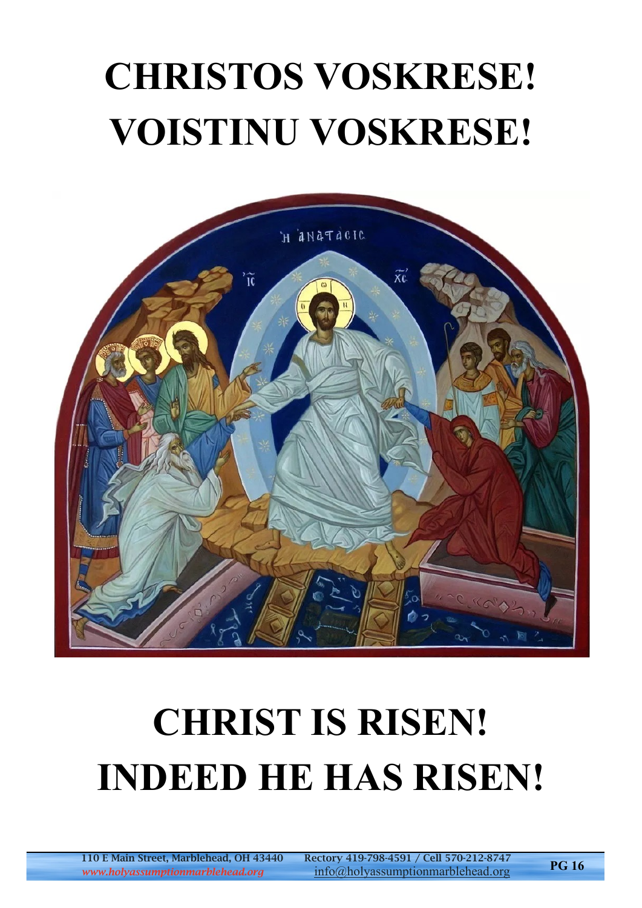# CHRISTOS VOSKRESE!
# VOISTINU VOSKRESE!

# CHRIST IS RISEN!
# INDEED HE HAS RISEN!